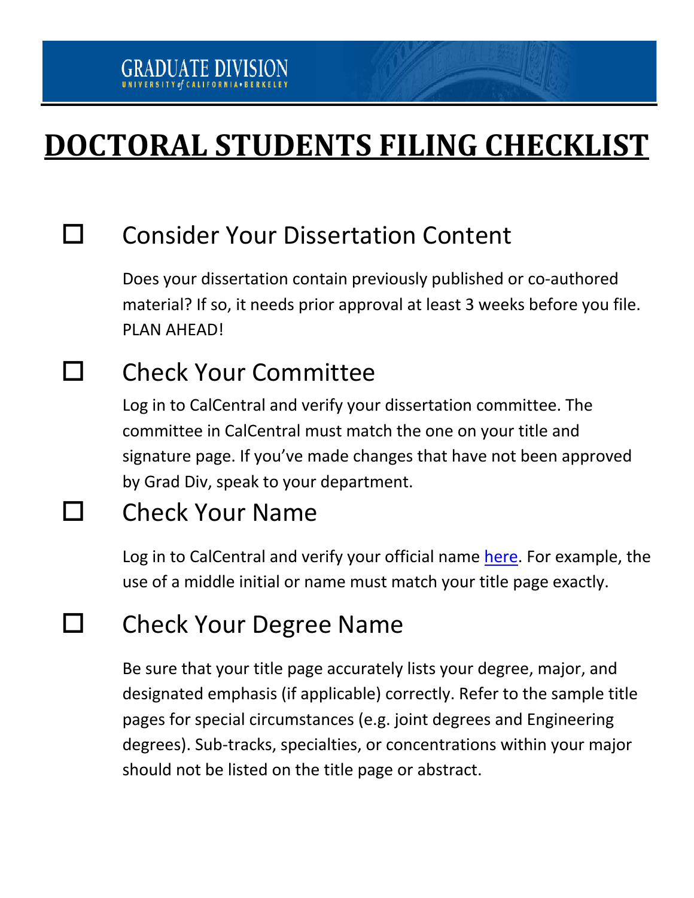GRADUATE DIVISION
UNIVERSITY of CALIFORNIA • BERKELEY

# DOCTORAL STUDENTS FILING CHECKLIST

## ☐ Consider Your Dissertation Content

Does your dissertation contain previously published or co-authored material? If so, it needs prior approval at least 3 weeks before you file. PLAN AHEAD!

## ☐ Check Your Committee

Log in to CalCentral and verify your dissertation committee. The committee in CalCentral must match the one on your title and signature page. If you've made changes that have not been approved by Grad Div, speak to your department.

## ☐ Check Your Name

Log in to CalCentral and verify your official name here. For example, the use of a middle initial or name must match your title page exactly.

## ☐ Check Your Degree Name

Be sure that your title page accurately lists your degree, major, and designated emphasis (if applicable) correctly. Refer to the sample title pages for special circumstances (e.g. joint degrees and Engineering degrees). Sub-tracks, specialties, or concentrations within your major should not be listed on the title page or abstract.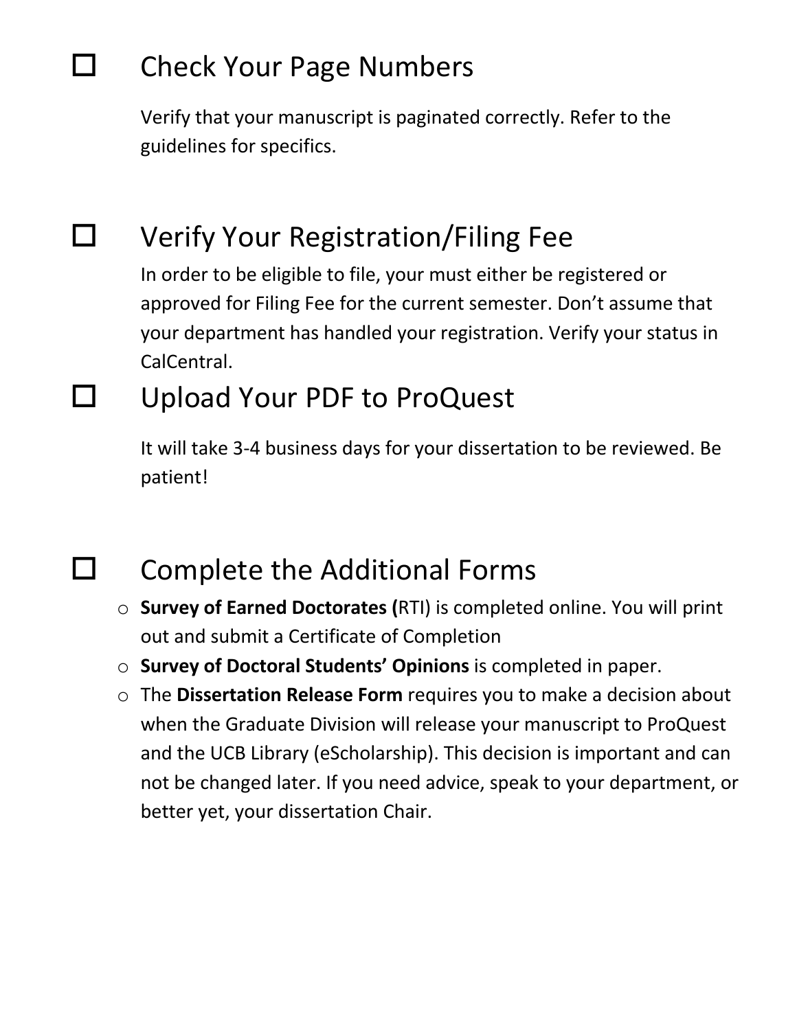## ☐ Check Your Page Numbers

Verify that your manuscript is paginated correctly. Refer to the guidelines for specifics.

## ☐ Verify Your Registration/Filing Fee

In order to be eligible to file, your must either be registered or approved for Filing Fee for the current semester. Don't assume that your department has handled your registration. Verify your status in CalCentral.

## ☐ Upload Your PDF to ProQuest

It will take 3-4 business days for your dissertation to be reviewed. Be patient!

## ☐ Complete the Additional Forms

- **Survey of Earned Doctorates (**RTI) is completed online. You will print out and submit a Certificate of Completion
- **Survey of Doctoral Students' Opinions** is completed in paper.
- The **Dissertation Release Form** requires you to make a decision about when the Graduate Division will release your manuscript to ProQuest and the UCB Library (eScholarship). This decision is important and can not be changed later. If you need advice, speak to your department, or better yet, your dissertation Chair.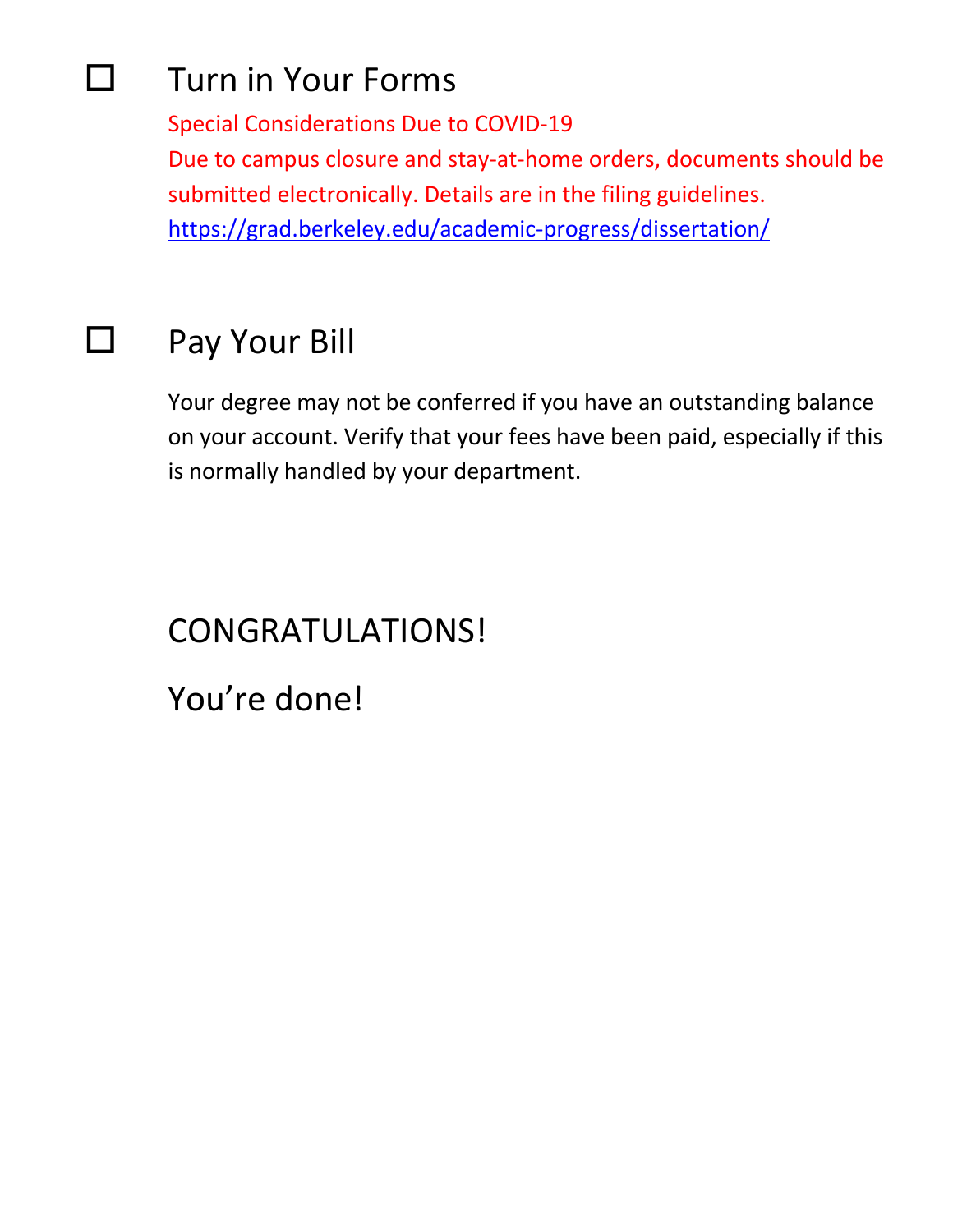## ☐ Turn in Your Forms

Special Considerations Due to COVID-19

Due to campus closure and stay-at-home orders, documents should be submitted electronically. Details are in the filing guidelines.
https://grad.berkeley.edu/academic-progress/dissertation/

## ☐ Pay Your Bill

Your degree may not be conferred if you have an outstanding balance on your account. Verify that your fees have been paid, especially if this is normally handled by your department.

## CONGRATULATIONS!

## You’re done!